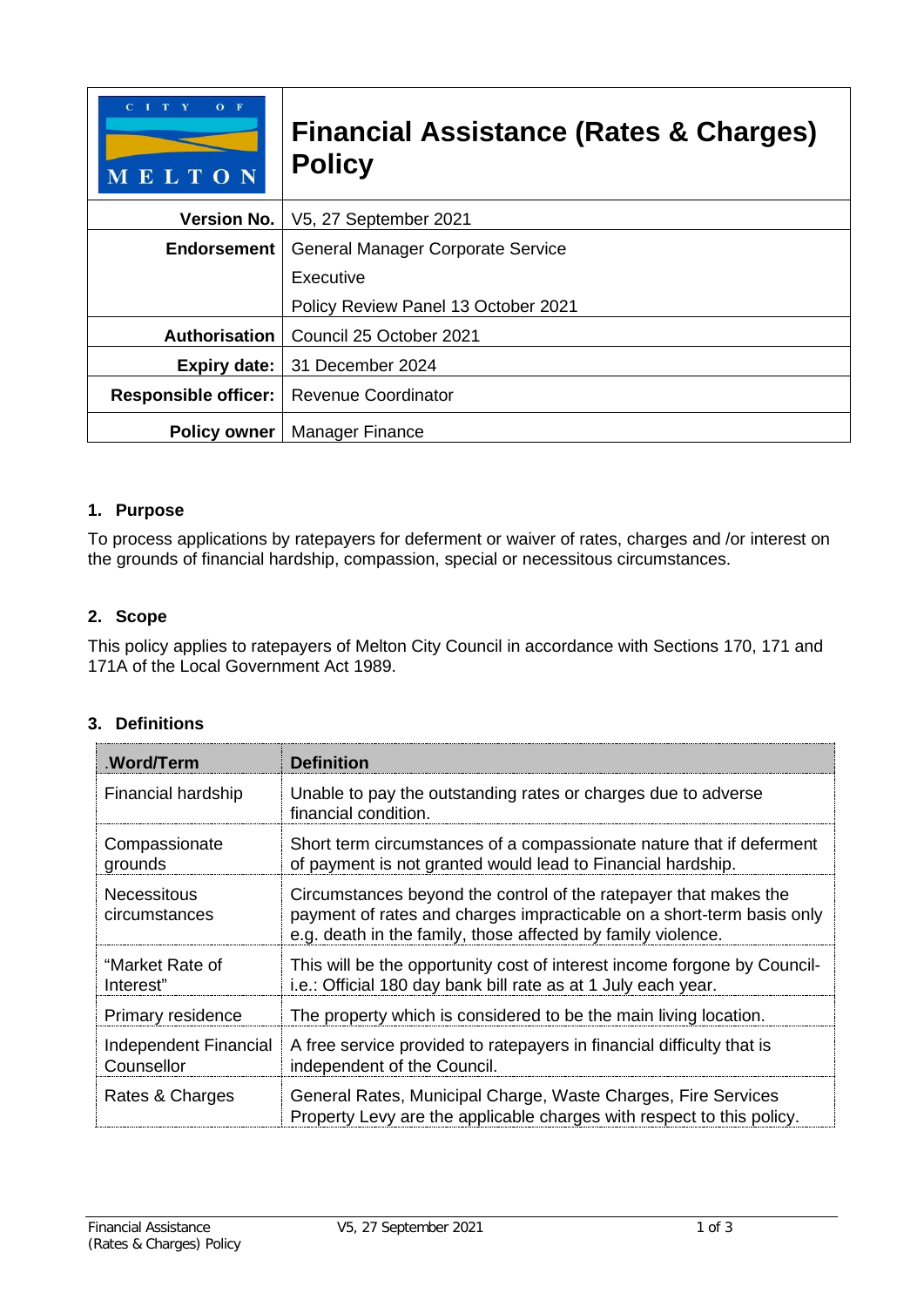# Financial Assistance (Rates & Charges) Policy

| | |
|---|---|
| **Version No.** | V5, 27 September 2021 |
| **Endorsement** | General Manager Corporate Service<br>Executive<br>Policy Review Panel 13 October 2021 |
| **Authorisation** | Council 25 October 2021 |
| **Expiry date:** | 31 December 2024 |
| **Responsible officer:** | Revenue Coordinator |
| **Policy owner** | Manager Finance |

## 1. Purpose

To process applications by ratepayers for deferment or waiver of rates, charges and /or interest on the grounds of financial hardship, compassion, special or necessitous circumstances.

## 2. Scope

This policy applies to ratepayers of Melton City Council in accordance with Sections 170, 171 and 171A of the Local Government Act 1989.

## 3. Definitions

| .Word/Term | Definition |
|---|---|
| Financial hardship | Unable to pay the outstanding rates or charges due to adverse financial condition. |
| Compassionate grounds | Short term circumstances of a compassionate nature that if deferment of payment is not granted would lead to Financial hardship. |
| Necessitous circumstances | Circumstances beyond the control of the ratepayer that makes the payment of rates and charges impracticable on a short-term basis only e.g. death in the family, those affected by family violence. |
| "Market Rate of Interest" | This will be the opportunity cost of interest income forgone by Council- i.e.: Official 180 day bank bill rate as at 1 July each year. |
| Primary residence | The property which is considered to be the main living location. |
| Independent Financial Counsellor | A free service provided to ratepayers in financial difficulty that is independent of the Council. |
| Rates & Charges | General Rates, Municipal Charge, Waste Charges, Fire Services Property Levy are the applicable charges with respect to this policy. |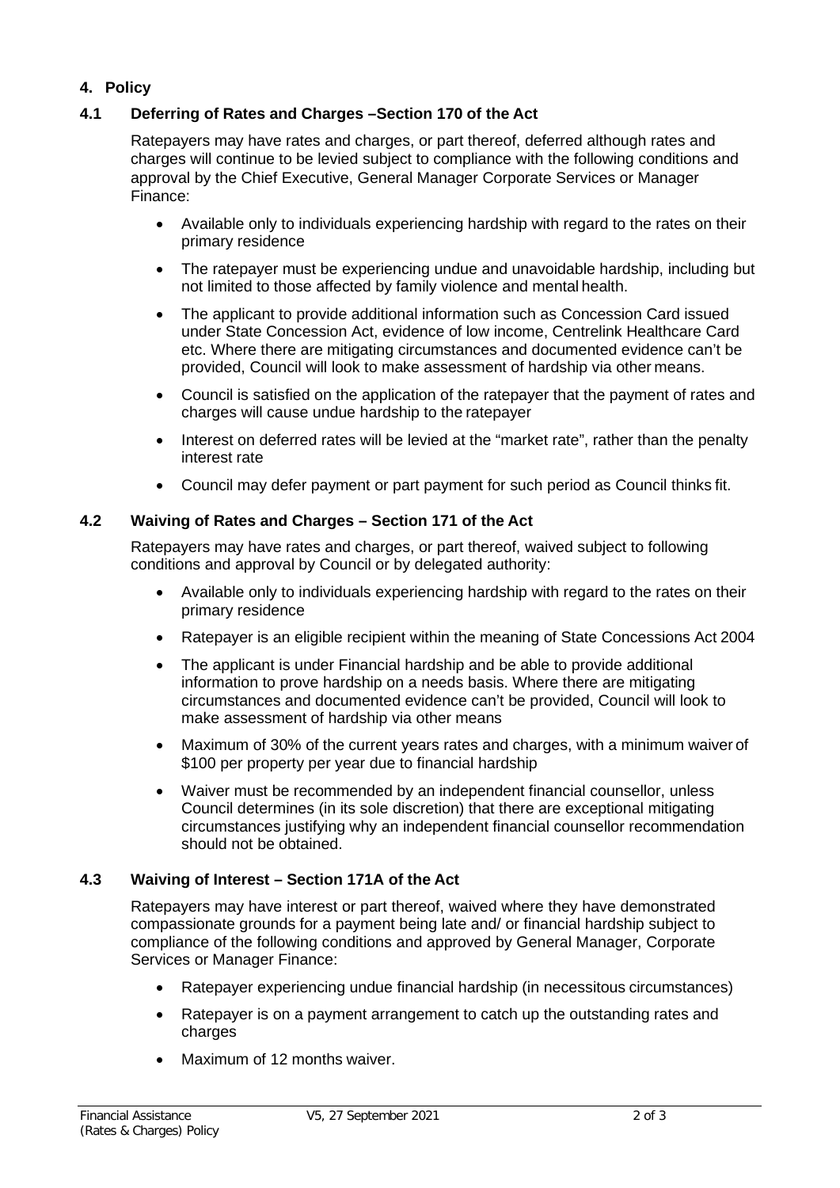## 4. Policy

### 4.1 Deferring of Rates and Charges –Section 170 of the Act

Ratepayers may have rates and charges, or part thereof, deferred although rates and charges will continue to be levied subject to compliance with the following conditions and approval by the Chief Executive, General Manager Corporate Services or Manager Finance:

- Available only to individuals experiencing hardship with regard to the rates on their primary residence
- The ratepayer must be experiencing undue and unavoidable hardship, including but not limited to those affected by family violence and mental health.
- The applicant to provide additional information such as Concession Card issued under State Concession Act, evidence of low income, Centrelink Healthcare Card etc. Where there are mitigating circumstances and documented evidence can't be provided, Council will look to make assessment of hardship via other means.
- Council is satisfied on the application of the ratepayer that the payment of rates and charges will cause undue hardship to the ratepayer
- Interest on deferred rates will be levied at the "market rate", rather than the penalty interest rate
- Council may defer payment or part payment for such period as Council thinks fit.

### 4.2 Waiving of Rates and Charges – Section 171 of the Act

Ratepayers may have rates and charges, or part thereof, waived subject to following conditions and approval by Council or by delegated authority:

- Available only to individuals experiencing hardship with regard to the rates on their primary residence
- Ratepayer is an eligible recipient within the meaning of State Concessions Act 2004
- The applicant is under Financial hardship and be able to provide additional information to prove hardship on a needs basis. Where there are mitigating circumstances and documented evidence can't be provided, Council will look to make assessment of hardship via other means
- Maximum of 30% of the current years rates and charges, with a minimum waiver of $100 per property per year due to financial hardship
- Waiver must be recommended by an independent financial counsellor, unless Council determines (in its sole discretion) that there are exceptional mitigating circumstances justifying why an independent financial counsellor recommendation should not be obtained.

### 4.3 Waiving of Interest – Section 171A of the Act

Ratepayers may have interest or part thereof, waived where they have demonstrated compassionate grounds for a payment being late and/ or financial hardship subject to compliance of the following conditions and approved by General Manager, Corporate Services or Manager Finance:

- Ratepayer experiencing undue financial hardship (in necessitous circumstances)
- Ratepayer is on a payment arrangement to catch up the outstanding rates and charges
- Maximum of 12 months waiver.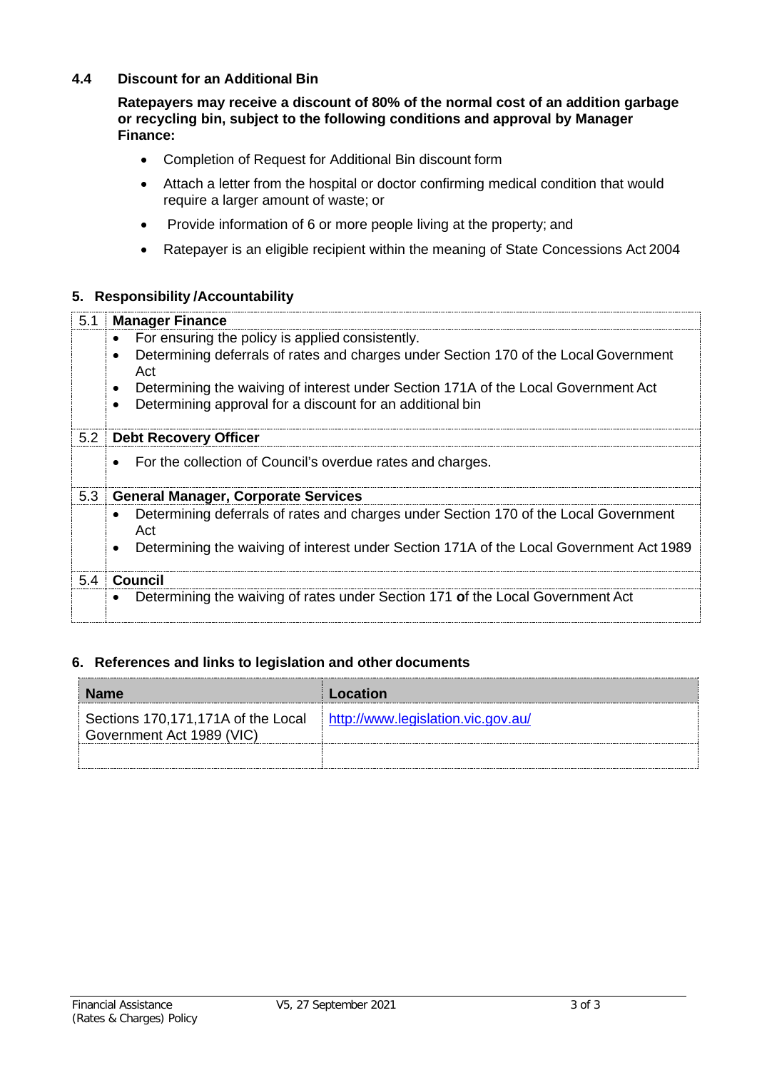### 4.4 Discount for an Additional Bin

**Ratepayers may receive a discount of 80% of the normal cost of an addition garbage or recycling bin, subject to the following conditions and approval by Manager Finance:**

- Completion of Request for Additional Bin discount form
- Attach a letter from the hospital or doctor confirming medical condition that would require a larger amount of waste; or
- Provide information of 6 or more people living at the property; and
- Ratepayer is an eligible recipient within the meaning of State Concessions Act 2004

## 5. Responsibility /Accountability

| | |
|---|---|
| 5.1 | **Manager Finance** |
| | • For ensuring the policy is applied consistently.<br>• Determining deferrals of rates and charges under Section 170 of the Local Government Act<br>• Determining the waiving of interest under Section 171A of the Local Government Act<br>• Determining approval for a discount for an additional bin |
| 5.2 | **Debt Recovery Officer** |
| | • For the collection of Council's overdue rates and charges. |
| 5.3 | **General Manager, Corporate Services** |
| | • Determining deferrals of rates and charges under Section 170 of the Local Government Act<br>• Determining the waiving of interest under Section 171A of the Local Government Act 1989 |
| 5.4 | **Council** |
| | • Determining the waiving of rates under Section 171 **of** the Local Government Act |

## 6. References and links to legislation and other documents

| Name | Location |
|---|---|
| Sections 170,171,171A of the Local Government Act 1989 (VIC) | http://www.legislation.vic.gov.au/ |
| | |